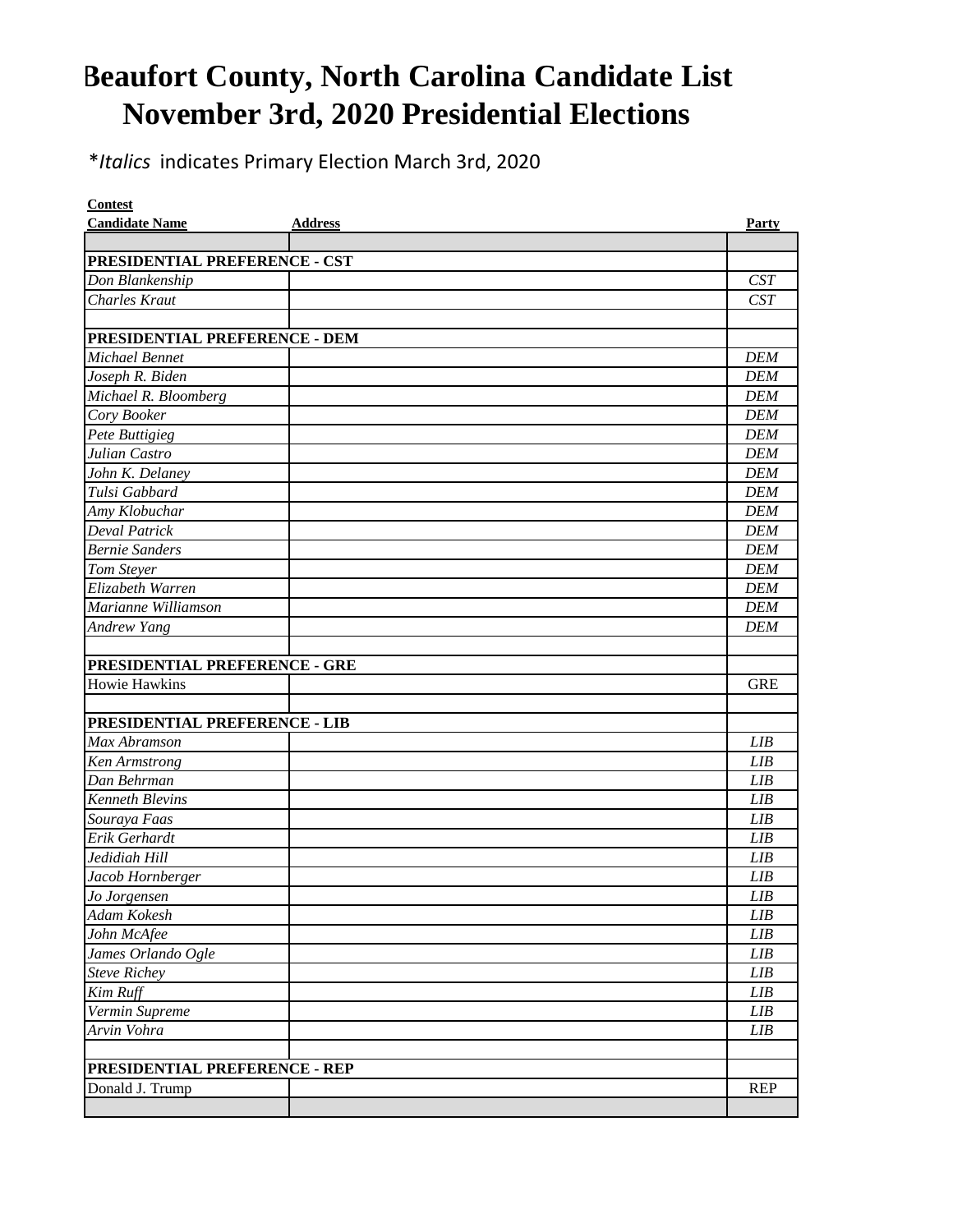# Beaufort County, North Carolina Candidate List
# November 3rd, 2020 Presidential Elections

*\*Italics* indicates Primary Election March 3rd, 2020

| Contest<br>Candidate Name | Address | Party |
|---|---|---|
| | | |
| **PRESIDENTIAL PREFERENCE - CST** | | |
| *Don Blankenship* | | *CST* |
| *Charles Kraut* | | *CST* |
| | | |
| **PRESIDENTIAL PREFERENCE - DEM** | | |
| *Michael Bennet* | | *DEM* |
| *Joseph R. Biden* | | *DEM* |
| *Michael R. Bloomberg* | | *DEM* |
| *Cory Booker* | | *DEM* |
| *Pete Buttigieg* | | *DEM* |
| *Julian Castro* | | *DEM* |
| *John K. Delaney* | | *DEM* |
| *Tulsi Gabbard* | | *DEM* |
| *Amy Klobuchar* | | *DEM* |
| *Deval Patrick* | | *DEM* |
| *Bernie Sanders* | | *DEM* |
| *Tom Steyer* | | *DEM* |
| *Elizabeth Warren* | | *DEM* |
| *Marianne Williamson* | | *DEM* |
| *Andrew Yang* | | *DEM* |
| | | |
| **PRESIDENTIAL PREFERENCE - GRE** | | |
| Howie Hawkins | | GRE |
| | | |
| **PRESIDENTIAL PREFERENCE - LIB** | | |
| *Max Abramson* | | *LIB* |
| *Ken Armstrong* | | *LIB* |
| *Dan Behrman* | | *LIB* |
| *Kenneth Blevins* | | *LIB* |
| *Souraya Faas* | | *LIB* |
| *Erik Gerhardt* | | *LIB* |
| *Jedidiah Hill* | | *LIB* |
| *Jacob Hornberger* | | *LIB* |
| *Jo Jorgensen* | | *LIB* |
| *Adam Kokesh* | | *LIB* |
| *John McAfee* | | *LIB* |
| *James Orlando Ogle* | | *LIB* |
| *Steve Richey* | | *LIB* |
| *Kim Ruff* | | *LIB* |
| *Vermin Supreme* | | *LIB* |
| *Arvin Vohra* | | *LIB* |
| | | |
| **PRESIDENTIAL PREFERENCE - REP** | | |
| Donald J. Trump | | REP |
| | | |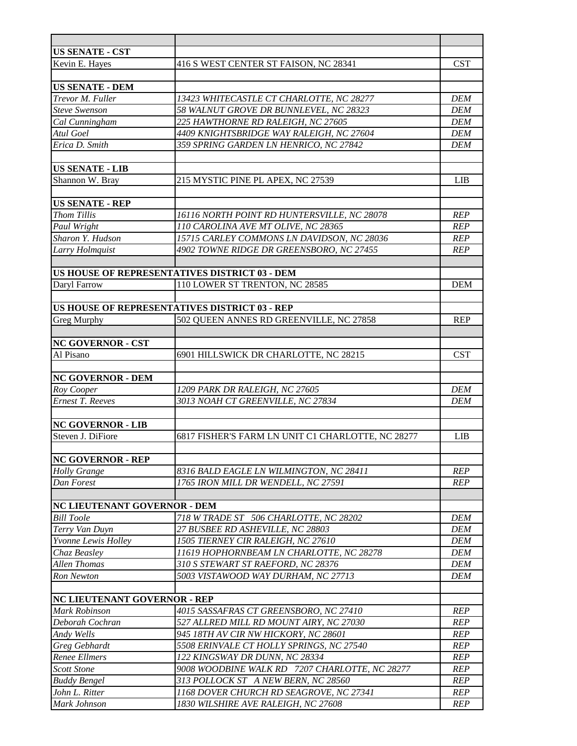| | | |
|---|---|---|
| **US SENATE - CST** | | |
| Kevin E. Hayes | 416 S WEST CENTER ST FAISON, NC 28341 | CST |
| | | |
| **US SENATE - DEM** | | |
| *Trevor M. Fuller* | *13423 WHITECASTLE CT CHARLOTTE, NC 28277* | *DEM* |
| *Steve Swenson* | *58 WALNUT GROVE DR BUNNLEVEL, NC 28323* | *DEM* |
| *Cal Cunningham* | *225 HAWTHORNE RD RALEIGH, NC 27605* | *DEM* |
| *Atul Goel* | *4409 KNIGHTSBRIDGE WAY RALEIGH, NC 27604* | *DEM* |
| *Erica D. Smith* | *359 SPRING GARDEN LN HENRICO, NC 27842* | *DEM* |
| | | |
| **US SENATE - LIB** | | |
| Shannon W. Bray | 215 MYSTIC PINE PL APEX, NC 27539 | LIB |
| | | |
| **US SENATE - REP** | | |
| *Thom Tillis* | *16116 NORTH POINT RD HUNTERSVILLE, NC 28078* | *REP* |
| *Paul Wright* | *110 CAROLINA AVE MT OLIVE, NC 28365* | *REP* |
| *Sharon Y. Hudson* | *15715 CARLEY COMMONS LN DAVIDSON, NC 28036* | *REP* |
| *Larry Holmquist* | *4902 TOWNE RIDGE DR GREENSBORO, NC 27455* | *REP* |
| | | |
| **US HOUSE OF REPRESENTATIVES DISTRICT 03 - DEM** | | |
| Daryl Farrow | 110 LOWER ST TRENTON, NC 28585 | DEM |
| | | |
| **US HOUSE OF REPRESENTATIVES DISTRICT 03 - REP** | | |
| Greg Murphy | 502 QUEEN ANNES RD GREENVILLE, NC 27858 | REP |
| | | |
| **NC GOVERNOR - CST** | | |
| Al Pisano | 6901 HILLSWICK DR CHARLOTTE, NC 28215 | CST |
| | | |
| **NC GOVERNOR - DEM** | | |
| *Roy Cooper* | *1209 PARK DR RALEIGH, NC 27605* | *DEM* |
| *Ernest T. Reeves* | *3013 NOAH CT GREENVILLE, NC 27834* | *DEM* |
| | | |
| **NC GOVERNOR - LIB** | | |
| Steven J. DiFiore | 6817 FISHER'S FARM LN UNIT C1 CHARLOTTE, NC 28277 | LIB |
| | | |
| **NC GOVERNOR - REP** | | |
| *Holly Grange* | *8316 BALD EAGLE LN WILMINGTON, NC 28411* | *REP* |
| *Dan Forest* | *1765 IRON MILL DR WENDELL, NC 27591* | *REP* |
| | | |
| **NC LIEUTENANT GOVERNOR - DEM** | | |
| *Bill Toole* | *718 W TRADE ST 506 CHARLOTTE, NC 28202* | *DEM* |
| *Terry Van Duyn* | *27 BUSBEE RD ASHEVILLE, NC 28803* | *DEM* |
| *Yvonne Lewis Holley* | *1505 TIERNEY CIR RALEIGH, NC 27610* | *DEM* |
| *Chaz Beasley* | *11619 HOPHORNBEAM LN CHARLOTTE, NC 28278* | *DEM* |
| *Allen Thomas* | *310 S STEWART ST RAEFORD, NC 28376* | *DEM* |
| *Ron Newton* | *5003 VISTAWOOD WAY DURHAM, NC 27713* | *DEM* |
| | | |
| **NC LIEUTENANT GOVERNOR - REP** | | |
| *Mark Robinson* | *4015 SASSAFRAS CT GREENSBORO, NC 27410* | *REP* |
| *Deborah Cochran* | *527 ALLRED MILL RD MOUNT AIRY, NC 27030* | *REP* |
| *Andy Wells* | *945 18TH AV CIR NW HICKORY, NC 28601* | *REP* |
| *Greg Gebhardt* | *5508 ERINVALE CT HOLLY SPRINGS, NC 27540* | *REP* |
| *Renee Ellmers* | *122 KINGSWAY DR DUNN, NC 28334* | *REP* |
| *Scott Stone* | *9008 WOODBINE WALK RD 7207 CHARLOTTE, NC 28277* | *REP* |
| *Buddy Bengel* | *313 POLLOCK ST A NEW BERN, NC 28560* | *REP* |
| *John L. Ritter* | *1168 DOVER CHURCH RD SEAGROVE, NC 27341* | *REP* |
| *Mark Johnson* | *1830 WILSHIRE AVE RALEIGH, NC 27608* | *REP* |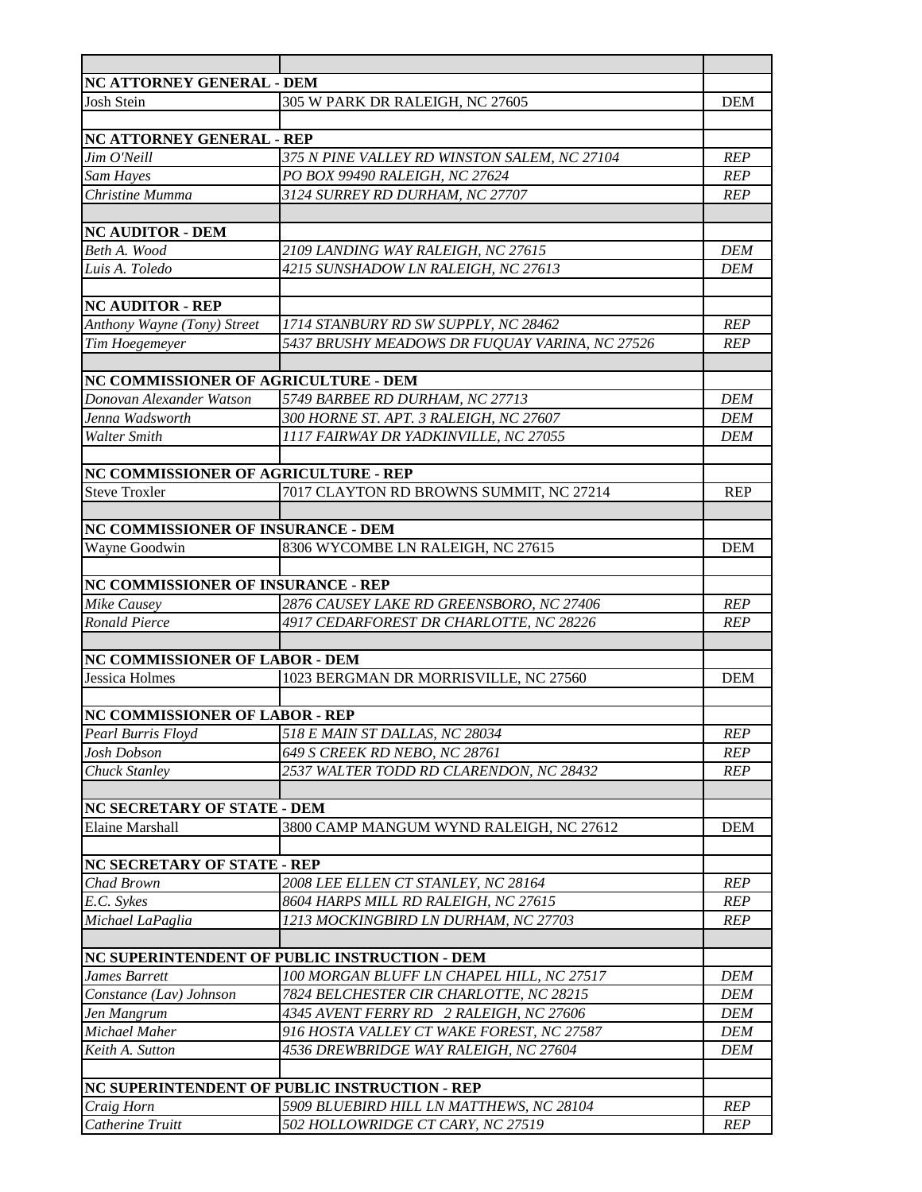| | | |
|---|---|---|
| | | |
| **NC ATTORNEY GENERAL - DEM** | | |
| Josh Stein | 305 W PARK DR RALEIGH, NC 27605 | DEM |
| | | |
| **NC ATTORNEY GENERAL - REP** | | |
| *Jim O'Neill* | *375 N PINE VALLEY RD WINSTON SALEM, NC 27104* | *REP* |
| *Sam Hayes* | *PO BOX 99490 RALEIGH, NC 27624* | *REP* |
| *Christine Mumma* | *3124 SURREY RD DURHAM, NC 27707* | *REP* |
| | | |
| **NC AUDITOR - DEM** | | |
| *Beth A. Wood* | *2109 LANDING WAY RALEIGH, NC 27615* | *DEM* |
| *Luis A. Toledo* | *4215 SUNSHADOW LN RALEIGH, NC 27613* | *DEM* |
| | | |
| **NC AUDITOR - REP** | | |
| *Anthony Wayne (Tony) Street* | *1714 STANBURY RD SW SUPPLY, NC 28462* | *REP* |
| *Tim Hoegemeyer* | *5437 BRUSHY MEADOWS DR FUQUAY VARINA, NC 27526* | *REP* |
| | | |
| **NC COMMISSIONER OF AGRICULTURE - DEM** | | |
| *Donovan Alexander Watson* | *5749 BARBEE RD DURHAM, NC 27713* | *DEM* |
| *Jenna Wadsworth* | *300 HORNE ST. APT. 3 RALEIGH, NC 27607* | *DEM* |
| *Walter Smith* | *1117 FAIRWAY DR YADKINVILLE, NC 27055* | *DEM* |
| | | |
| **NC COMMISSIONER OF AGRICULTURE - REP** | | |
| Steve Troxler | 7017 CLAYTON RD BROWNS SUMMIT, NC 27214 | REP |
| | | |
| **NC COMMISSIONER OF INSURANCE - DEM** | | |
| Wayne Goodwin | 8306 WYCOMBE LN RALEIGH, NC 27615 | DEM |
| | | |
| **NC COMMISSIONER OF INSURANCE - REP** | | |
| *Mike Causey* | *2876 CAUSEY LAKE RD GREENSBORO, NC 27406* | *REP* |
| *Ronald Pierce* | *4917 CEDARFOREST DR CHARLOTTE, NC 28226* | *REP* |
| | | |
| **NC COMMISSIONER OF LABOR - DEM** | | |
| Jessica Holmes | 1023 BERGMAN DR MORRISVILLE, NC 27560 | DEM |
| | | |
| **NC COMMISSIONER OF LABOR - REP** | | |
| *Pearl Burris Floyd* | *518 E MAIN ST DALLAS, NC 28034* | *REP* |
| *Josh Dobson* | *649 S CREEK RD NEBO, NC 28761* | *REP* |
| *Chuck Stanley* | *2537 WALTER TODD RD CLARENDON, NC 28432* | *REP* |
| | | |
| **NC SECRETARY OF STATE - DEM** | | |
| Elaine Marshall | 3800 CAMP MANGUM WYND RALEIGH, NC 27612 | DEM |
| | | |
| **NC SECRETARY OF STATE - REP** | | |
| *Chad Brown* | *2008 LEE ELLEN CT STANLEY, NC 28164* | *REP* |
| *E.C. Sykes* | *8604 HARPS MILL RD RALEIGH, NC 27615* | *REP* |
| *Michael LaPaglia* | *1213 MOCKINGBIRD LN DURHAM, NC 27703* | *REP* |
| | | |
| **NC SUPERINTENDENT OF PUBLIC INSTRUCTION - DEM** | | |
| *James Barrett* | *100 MORGAN BLUFF LN CHAPEL HILL, NC 27517* | *DEM* |
| *Constance (Lav) Johnson* | *7824 BELCHESTER CIR CHARLOTTE, NC 28215* | *DEM* |
| *Jen Mangrum* | *4345 AVENT FERRY RD 2 RALEIGH, NC 27606* | *DEM* |
| *Michael Maher* | *916 HOSTA VALLEY CT WAKE FOREST, NC 27587* | *DEM* |
| *Keith A. Sutton* | *4536 DREWBRIDGE WAY RALEIGH, NC 27604* | *DEM* |
| | | |
| **NC SUPERINTENDENT OF PUBLIC INSTRUCTION - REP** | | |
| *Craig Horn* | *5909 BLUEBIRD HILL LN MATTHEWS, NC 28104* | *REP* |
| *Catherine Truitt* | *502 HOLLOWRIDGE CT CARY, NC 27519* | *REP* |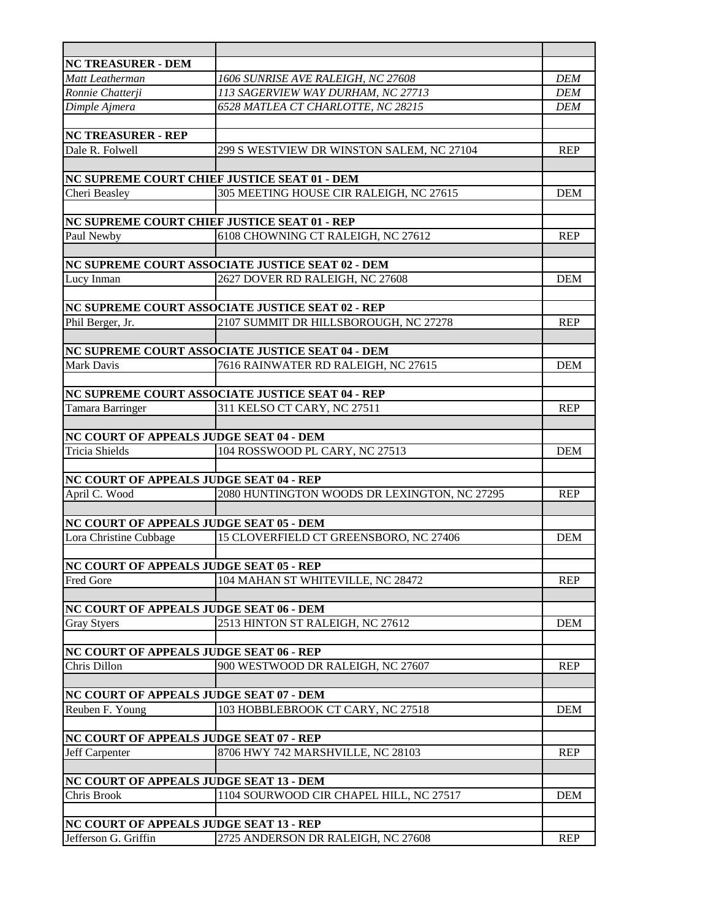| | | |
|---|---|---|
| **NC TREASURER - DEM** | | |
| *Matt Leatherman* | *1606 SUNRISE AVE RALEIGH, NC 27608* | *DEM* |
| *Ronnie Chatterji* | *113 SAGERVIEW WAY DURHAM, NC 27713* | *DEM* |
| *Dimple Ajmera* | *6528 MATLEA CT CHARLOTTE, NC 28215* | *DEM* |
| | | |
| **NC TREASURER - REP** | | |
| Dale R. Folwell | 299 S WESTVIEW DR WINSTON SALEM, NC 27104 | REP |
| | | |
| **NC SUPREME COURT CHIEF JUSTICE SEAT 01 - DEM** | | |
| Cheri Beasley | 305 MEETING HOUSE CIR RALEIGH, NC 27615 | DEM |
| | | |
| **NC SUPREME COURT CHIEF JUSTICE SEAT 01 - REP** | | |
| Paul Newby | 6108 CHOWNING CT RALEIGH, NC 27612 | REP |
| | | |
| **NC SUPREME COURT ASSOCIATE JUSTICE SEAT 02 - DEM** | | |
| Lucy Inman | 2627 DOVER RD RALEIGH, NC 27608 | DEM |
| | | |
| **NC SUPREME COURT ASSOCIATE JUSTICE SEAT 02 - REP** | | |
| Phil Berger, Jr. | 2107 SUMMIT DR HILLSBOROUGH, NC 27278 | REP |
| | | |
| **NC SUPREME COURT ASSOCIATE JUSTICE SEAT 04 - DEM** | | |
| Mark Davis | 7616 RAINWATER RD RALEIGH, NC 27615 | DEM |
| | | |
| **NC SUPREME COURT ASSOCIATE JUSTICE SEAT 04 - REP** | | |
| Tamara Barringer | 311 KELSO CT CARY, NC 27511 | REP |
| | | |
| **NC COURT OF APPEALS JUDGE SEAT 04 - DEM** | | |
| Tricia Shields | 104 ROSSWOOD PL CARY, NC 27513 | DEM |
| | | |
| **NC COURT OF APPEALS JUDGE SEAT 04 - REP** | | |
| April C. Wood | 2080 HUNTINGTON WOODS DR LEXINGTON, NC 27295 | REP |
| | | |
| **NC COURT OF APPEALS JUDGE SEAT 05 - DEM** | | |
| Lora Christine Cubbage | 15 CLOVERFIELD CT GREENSBORO, NC 27406 | DEM |
| | | |
| **NC COURT OF APPEALS JUDGE SEAT 05 - REP** | | |
| Fred Gore | 104 MAHAN ST WHITEVILLE, NC 28472 | REP |
| | | |
| **NC COURT OF APPEALS JUDGE SEAT 06 - DEM** | | |
| Gray Styers | 2513 HINTON ST RALEIGH, NC 27612 | DEM |
| | | |
| **NC COURT OF APPEALS JUDGE SEAT 06 - REP** | | |
| Chris Dillon | 900 WESTWOOD DR RALEIGH, NC 27607 | REP |
| | | |
| **NC COURT OF APPEALS JUDGE SEAT 07 - DEM** | | |
| Reuben F. Young | 103 HOBBLEBROOK CT CARY, NC 27518 | DEM |
| | | |
| **NC COURT OF APPEALS JUDGE SEAT 07 - REP** | | |
| Jeff Carpenter | 8706 HWY 742 MARSHVILLE, NC 28103 | REP |
| | | |
| **NC COURT OF APPEALS JUDGE SEAT 13 - DEM** | | |
| Chris Brook | 1104 SOURWOOD CIR CHAPEL HILL, NC 27517 | DEM |
| | | |
| **NC COURT OF APPEALS JUDGE SEAT 13 - REP** | | |
| Jefferson G. Griffin | 2725 ANDERSON DR RALEIGH, NC 27608 | REP |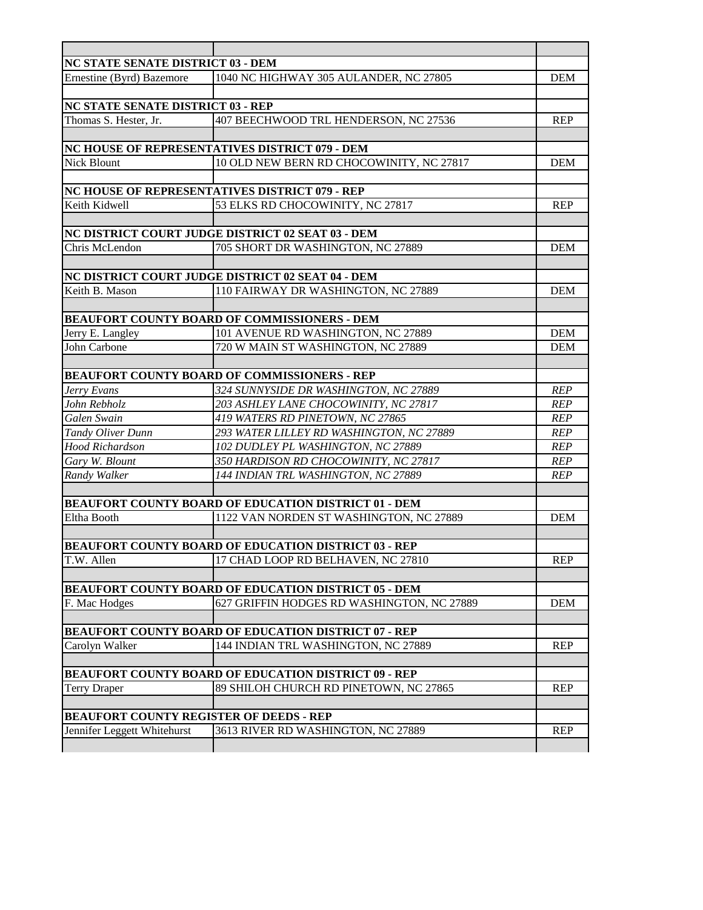| | | |
|---|---|---|
| **NC STATE SENATE DISTRICT 03 - DEM** | | |
| Ernestine (Byrd) Bazemore | 1040 NC HIGHWAY 305 AULANDER, NC 27805 | DEM |
| | | |
| **NC STATE SENATE DISTRICT 03 - REP** | | |
| Thomas S. Hester, Jr. | 407 BEECHWOOD TRL HENDERSON, NC 27536 | REP |
| | | |
| **NC HOUSE OF REPRESENTATIVES DISTRICT 079 - DEM** | | |
| Nick Blount | 10 OLD NEW BERN RD CHOCOWINITY, NC 27817 | DEM |
| | | |
| **NC HOUSE OF REPRESENTATIVES DISTRICT 079 - REP** | | |
| Keith Kidwell | 53 ELKS RD CHOCOWINITY, NC 27817 | REP |
| | | |
| **NC DISTRICT COURT JUDGE DISTRICT 02 SEAT 03 - DEM** | | |
| Chris McLendon | 705 SHORT DR WASHINGTON, NC 27889 | DEM |
| | | |
| **NC DISTRICT COURT JUDGE DISTRICT 02 SEAT 04 - DEM** | | |
| Keith B. Mason | 110 FAIRWAY DR WASHINGTON, NC 27889 | DEM |
| | | |
| **BEAUFORT COUNTY BOARD OF COMMISSIONERS - DEM** | | |
| Jerry E. Langley | 101 AVENUE RD WASHINGTON, NC 27889 | DEM |
| John Carbone | 720 W MAIN ST WASHINGTON, NC 27889 | DEM |
| | | |
| **BEAUFORT COUNTY BOARD OF COMMISSIONERS - REP** | | |
| *Jerry Evans* | *324 SUNNYSIDE DR WASHINGTON, NC 27889* | *REP* |
| *John Rebholz* | *203 ASHLEY LANE CHOCOWINITY, NC 27817* | *REP* |
| *Galen Swain* | *419 WATERS RD PINETOWN, NC 27865* | *REP* |
| *Tandy Oliver Dunn* | *293 WATER LILLEY RD WASHINGTON, NC 27889* | *REP* |
| *Hood Richardson* | *102 DUDLEY PL WASHINGTON, NC 27889* | *REP* |
| *Gary W. Blount* | *350 HARDISON RD CHOCOWINITY, NC 27817* | *REP* |
| *Randy Walker* | *144 INDIAN TRL WASHINGTON, NC 27889* | *REP* |
| | | |
| **BEAUFORT COUNTY BOARD OF EDUCATION DISTRICT 01 - DEM** | | |
| Eltha Booth | 1122 VAN NORDEN ST WASHINGTON, NC 27889 | DEM |
| | | |
| **BEAUFORT COUNTY BOARD OF EDUCATION DISTRICT 03 - REP** | | |
| T.W. Allen | 17 CHAD LOOP RD BELHAVEN, NC 27810 | REP |
| | | |
| **BEAUFORT COUNTY BOARD OF EDUCATION DISTRICT 05 - DEM** | | |
| F. Mac Hodges | 627 GRIFFIN HODGES RD WASHINGTON, NC 27889 | DEM |
| | | |
| **BEAUFORT COUNTY BOARD OF EDUCATION DISTRICT 07 - REP** | | |
| Carolyn Walker | 144 INDIAN TRL WASHINGTON, NC 27889 | REP |
| | | |
| **BEAUFORT COUNTY BOARD OF EDUCATION DISTRICT 09 - REP** | | |
| Terry Draper | 89 SHILOH CHURCH RD PINETOWN, NC 27865 | REP |
| | | |
| **BEAUFORT COUNTY REGISTER OF DEEDS - REP** | | |
| Jennifer Leggett Whitehurst | 3613 RIVER RD WASHINGTON, NC 27889 | REP |